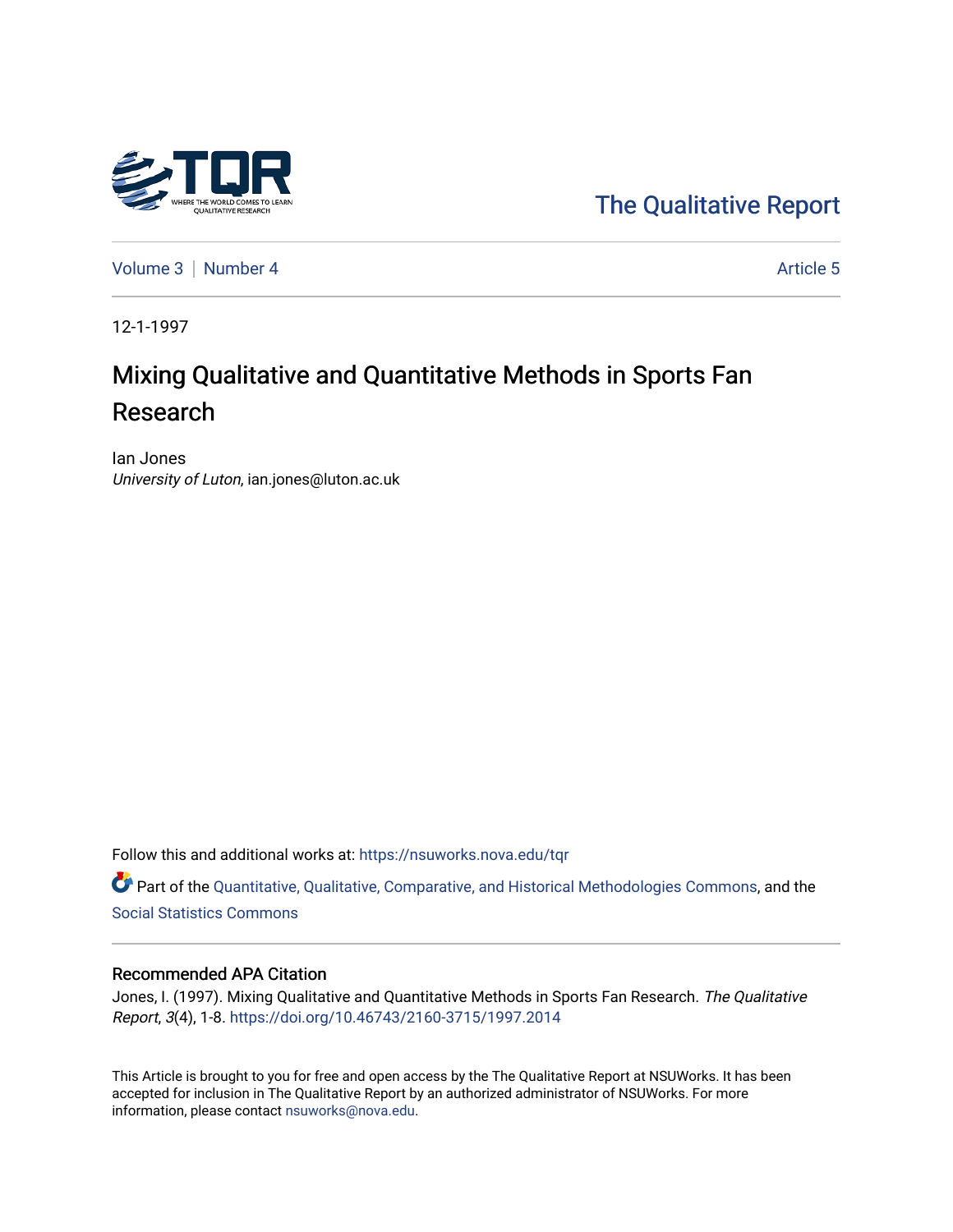The Qualitative Report

Volume 3 | Number 4 Article 5

12-1-1997

# Mixing Qualitative and Quantitative Methods in Sports Fan Research

Ian Jones
*University of Luton*, ian.jones@luton.ac.uk

Follow this and additional works at: https://nsuworks.nova.edu/tqr

Part of the Quantitative, Qualitative, Comparative, and Historical Methodologies Commons, and the Social Statistics Commons

## Recommended APA Citation

Jones, I. (1997). Mixing Qualitative and Quantitative Methods in Sports Fan Research. *The Qualitative Report*, *3*(4), 1-8. https://doi.org/10.46743/2160-3715/1997.2014

This Article is brought to you for free and open access by the The Qualitative Report at NSUWorks. It has been accepted for inclusion in The Qualitative Report by an authorized administrator of NSUWorks. For more information, please contact nsuworks@nova.edu.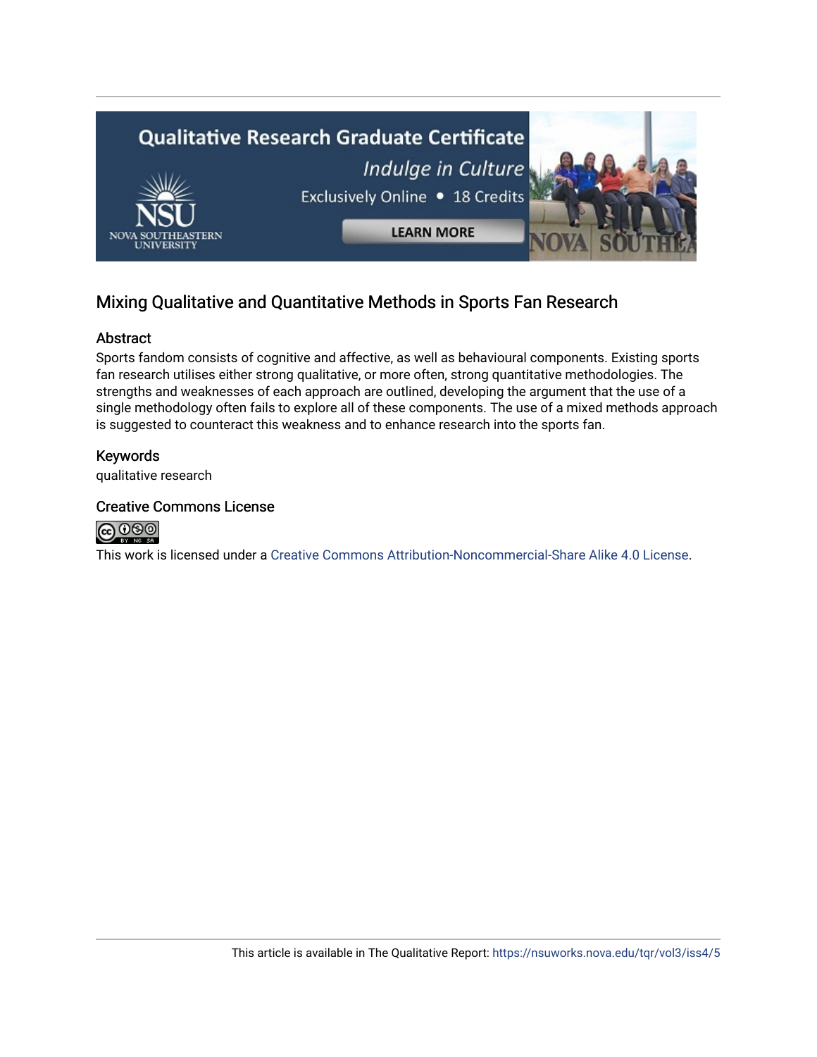Qualitative Research Graduate Certificate

*Indulge in Culture*

Exclusively Online • 18 Credits

LEARN MORE

## Mixing Qualitative and Quantitative Methods in Sports Fan Research

### Abstract

Sports fandom consists of cognitive and affective, as well as behavioural components. Existing sports fan research utilises either strong qualitative, or more often, strong quantitative methodologies. The strengths and weaknesses of each approach are outlined, developing the argument that the use of a single methodology often fails to explore all of these components. The use of a mixed methods approach is suggested to counteract this weakness and to enhance research into the sports fan.

### Keywords

qualitative research

### Creative Commons License

This work is licensed under a Creative Commons Attribution-Noncommercial-Share Alike 4.0 License.

This article is available in The Qualitative Report: https://nsuworks.nova.edu/tqr/vol3/iss4/5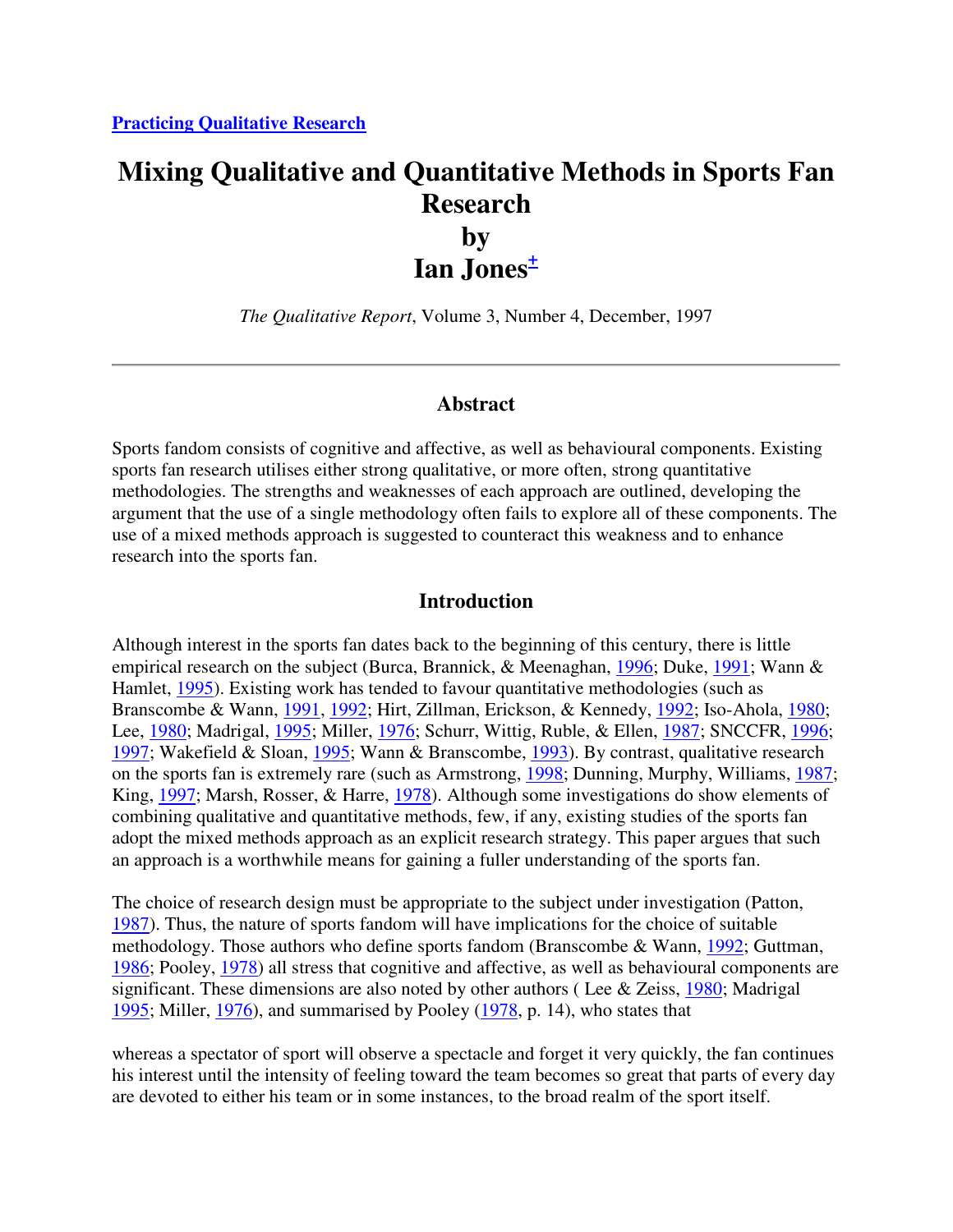[Practicing Qualitative Research](#)

# Mixing Qualitative and Quantitative Methods in Sports Fan Research
# by
# Ian Jones[±]

*The Qualitative Report*, Volume 3, Number 4, December, 1997

---

## Abstract

Sports fandom consists of cognitive and affective, as well as behavioural components. Existing sports fan research utilises either strong qualitative, or more often, strong quantitative methodologies. The strengths and weaknesses of each approach are outlined, developing the argument that the use of a single methodology often fails to explore all of these components. The use of a mixed methods approach is suggested to counteract this weakness and to enhance research into the sports fan.

## Introduction

Although interest in the sports fan dates back to the beginning of this century, there is little empirical research on the subject (Burca, Brannick, & Meenaghan, 1996; Duke, 1991; Wann & Hamlet, 1995). Existing work has tended to favour quantitative methodologies (such as Branscombe & Wann, 1991, 1992; Hirt, Zillman, Erickson, & Kennedy, 1992; Iso-Ahola, 1980; Lee, 1980; Madrigal, 1995; Miller, 1976; Schurr, Wittig, Ruble, & Ellen, 1987; SNCCFR, 1996; 1997; Wakefield & Sloan, 1995; Wann & Branscombe, 1993). By contrast, qualitative research on the sports fan is extremely rare (such as Armstrong, 1998; Dunning, Murphy, Williams, 1987; King, 1997; Marsh, Rosser, & Harre, 1978). Although some investigations do show elements of combining qualitative and quantitative methods, few, if any, existing studies of the sports fan adopt the mixed methods approach as an explicit research strategy. This paper argues that such an approach is a worthwhile means for gaining a fuller understanding of the sports fan.

The choice of research design must be appropriate to the subject under investigation (Patton, 1987). Thus, the nature of sports fandom will have implications for the choice of suitable methodology. Those authors who define sports fandom (Branscombe & Wann, 1992; Guttman, 1986; Pooley, 1978) all stress that cognitive and affective, as well as behavioural components are significant. These dimensions are also noted by other authors ( Lee & Zeiss, 1980; Madrigal 1995; Miller, 1976), and summarised by Pooley (1978, p. 14), who states that

whereas a spectator of sport will observe a spectacle and forget it very quickly, the fan continues his interest until the intensity of feeling toward the team becomes so great that parts of every day are devoted to either his team or in some instances, to the broad realm of the sport itself.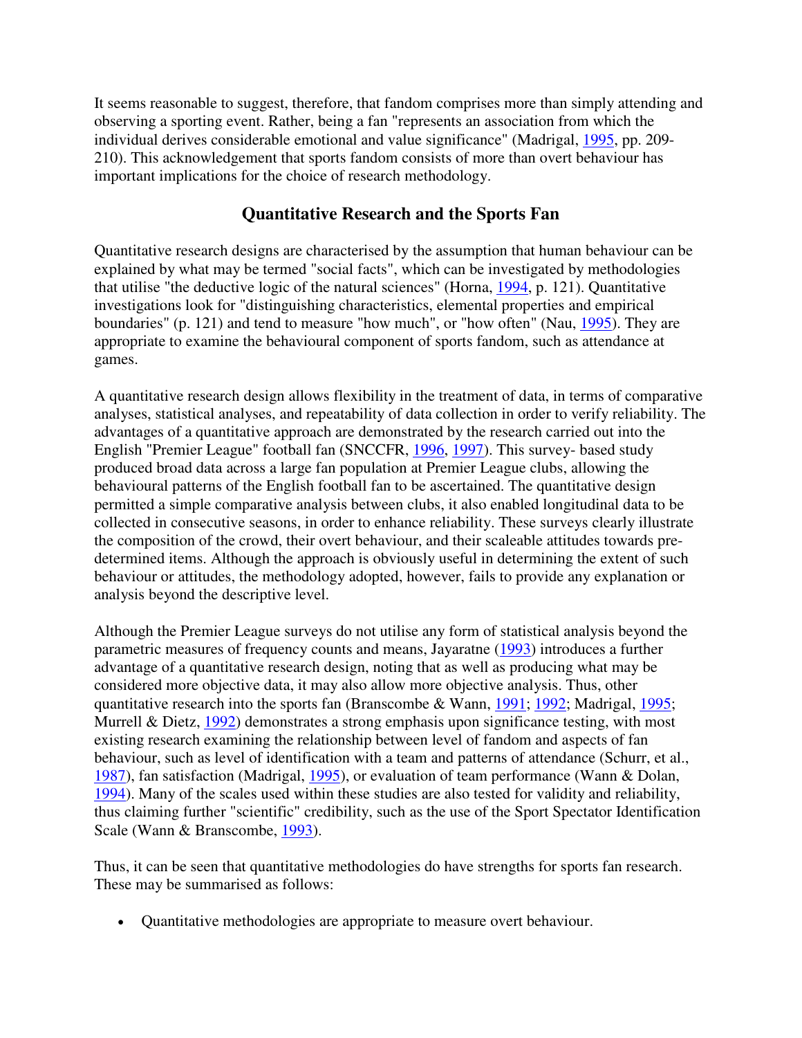It seems reasonable to suggest, therefore, that fandom comprises more than simply attending and observing a sporting event. Rather, being a fan "represents an association from which the individual derives considerable emotional and value significance" (Madrigal, 1995, pp. 209-210). This acknowledgement that sports fandom consists of more than overt behaviour has important implications for the choice of research methodology.

## Quantitative Research and the Sports Fan

Quantitative research designs are characterised by the assumption that human behaviour can be explained by what may be termed "social facts", which can be investigated by methodologies that utilise "the deductive logic of the natural sciences" (Horna, 1994, p. 121). Quantitative investigations look for "distinguishing characteristics, elemental properties and empirical boundaries" (p. 121) and tend to measure "how much", or "how often" (Nau, 1995). They are appropriate to examine the behavioural component of sports fandom, such as attendance at games.

A quantitative research design allows flexibility in the treatment of data, in terms of comparative analyses, statistical analyses, and repeatability of data collection in order to verify reliability. The advantages of a quantitative approach are demonstrated by the research carried out into the English "Premier League" football fan (SNCCFR, 1996, 1997). This survey- based study produced broad data across a large fan population at Premier League clubs, allowing the behavioural patterns of the English football fan to be ascertained. The quantitative design permitted a simple comparative analysis between clubs, it also enabled longitudinal data to be collected in consecutive seasons, in order to enhance reliability. These surveys clearly illustrate the composition of the crowd, their overt behaviour, and their scaleable attitudes towards pre-determined items. Although the approach is obviously useful in determining the extent of such behaviour or attitudes, the methodology adopted, however, fails to provide any explanation or analysis beyond the descriptive level.

Although the Premier League surveys do not utilise any form of statistical analysis beyond the parametric measures of frequency counts and means, Jayaratne (1993) introduces a further advantage of a quantitative research design, noting that as well as producing what may be considered more objective data, it may also allow more objective analysis. Thus, other quantitative research into the sports fan (Branscombe & Wann, 1991; 1992; Madrigal, 1995; Murrell & Dietz, 1992) demonstrates a strong emphasis upon significance testing, with most existing research examining the relationship between level of fandom and aspects of fan behaviour, such as level of identification with a team and patterns of attendance (Schurr, et al., 1987), fan satisfaction (Madrigal, 1995), or evaluation of team performance (Wann & Dolan, 1994). Many of the scales used within these studies are also tested for validity and reliability, thus claiming further "scientific" credibility, such as the use of the Sport Spectator Identification Scale (Wann & Branscombe, 1993).

Thus, it can be seen that quantitative methodologies do have strengths for sports fan research. These may be summarised as follows:

- Quantitative methodologies are appropriate to measure overt behaviour.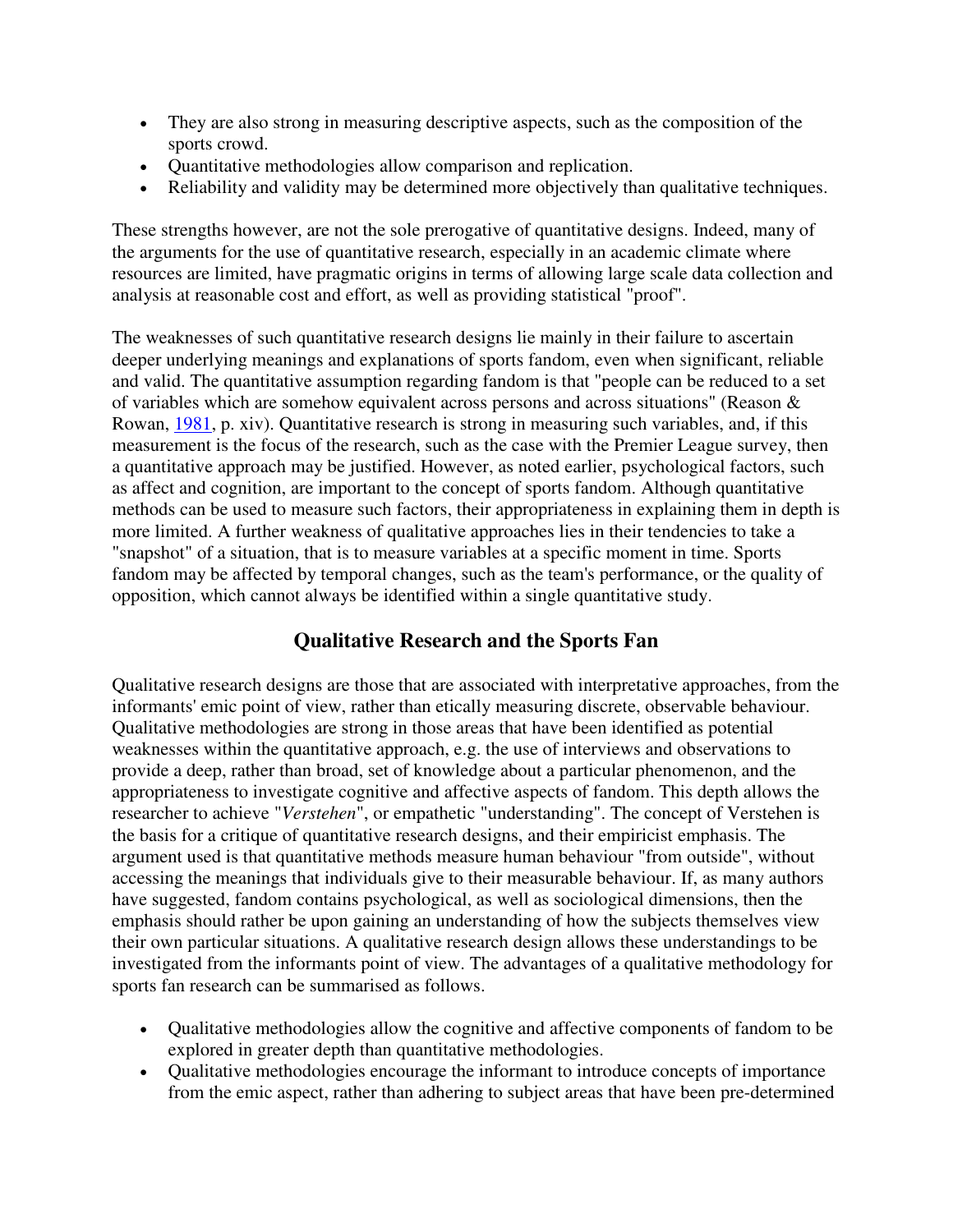- They are also strong in measuring descriptive aspects, such as the composition of the sports crowd.
- Quantitative methodologies allow comparison and replication.
- Reliability and validity may be determined more objectively than qualitative techniques.

These strengths however, are not the sole prerogative of quantitative designs. Indeed, many of the arguments for the use of quantitative research, especially in an academic climate where resources are limited, have pragmatic origins in terms of allowing large scale data collection and analysis at reasonable cost and effort, as well as providing statistical "proof".

The weaknesses of such quantitative research designs lie mainly in their failure to ascertain deeper underlying meanings and explanations of sports fandom, even when significant, reliable and valid. The quantitative assumption regarding fandom is that "people can be reduced to a set of variables which are somehow equivalent across persons and across situations" (Reason & Rowan, 1981, p. xiv). Quantitative research is strong in measuring such variables, and, if this measurement is the focus of the research, such as the case with the Premier League survey, then a quantitative approach may be justified. However, as noted earlier, psychological factors, such as affect and cognition, are important to the concept of sports fandom. Although quantitative methods can be used to measure such factors, their appropriateness in explaining them in depth is more limited. A further weakness of qualitative approaches lies in their tendencies to take a "snapshot" of a situation, that is to measure variables at a specific moment in time. Sports fandom may be affected by temporal changes, such as the team's performance, or the quality of opposition, which cannot always be identified within a single quantitative study.

## Qualitative Research and the Sports Fan

Qualitative research designs are those that are associated with interpretative approaches, from the informants' emic point of view, rather than etically measuring discrete, observable behaviour. Qualitative methodologies are strong in those areas that have been identified as potential weaknesses within the quantitative approach, e.g. the use of interviews and observations to provide a deep, rather than broad, set of knowledge about a particular phenomenon, and the appropriateness to investigate cognitive and affective aspects of fandom. This depth allows the researcher to achieve "*Verstehen*", or empathetic "understanding". The concept of Verstehen is the basis for a critique of quantitative research designs, and their empiricist emphasis. The argument used is that quantitative methods measure human behaviour "from outside", without accessing the meanings that individuals give to their measurable behaviour. If, as many authors have suggested, fandom contains psychological, as well as sociological dimensions, then the emphasis should rather be upon gaining an understanding of how the subjects themselves view their own particular situations. A qualitative research design allows these understandings to be investigated from the informants point of view. The advantages of a qualitative methodology for sports fan research can be summarised as follows.

- Qualitative methodologies allow the cognitive and affective components of fandom to be explored in greater depth than quantitative methodologies.
- Qualitative methodologies encourage the informant to introduce concepts of importance from the emic aspect, rather than adhering to subject areas that have been pre-determined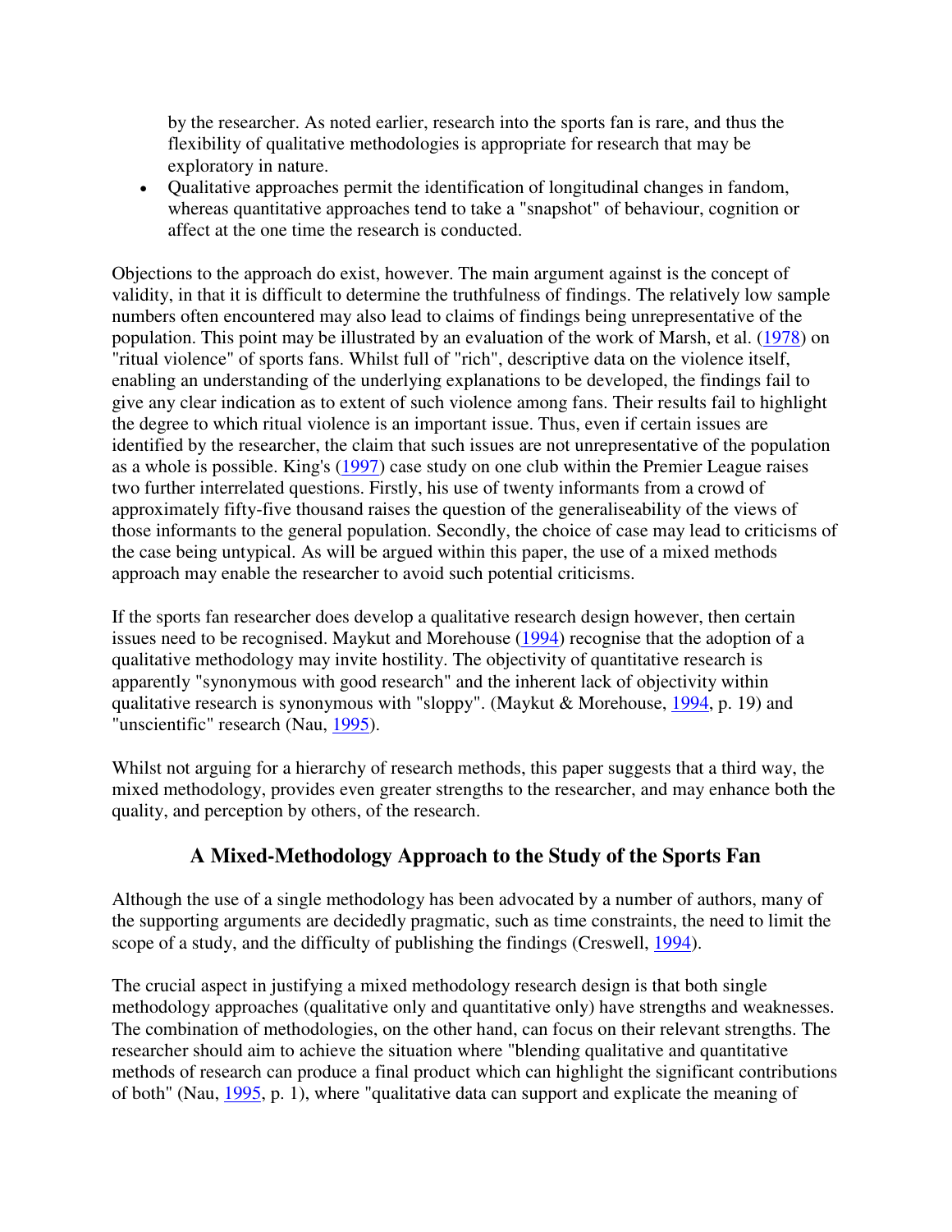by the researcher. As noted earlier, research into the sports fan is rare, and thus the flexibility of qualitative methodologies is appropriate for research that may be exploratory in nature.

- Qualitative approaches permit the identification of longitudinal changes in fandom, whereas quantitative approaches tend to take a "snapshot" of behaviour, cognition or affect at the one time the research is conducted.

Objections to the approach do exist, however. The main argument against is the concept of validity, in that it is difficult to determine the truthfulness of findings. The relatively low sample numbers often encountered may also lead to claims of findings being unrepresentative of the population. This point may be illustrated by an evaluation of the work of Marsh, et al. (1978) on "ritual violence" of sports fans. Whilst full of "rich", descriptive data on the violence itself, enabling an understanding of the underlying explanations to be developed, the findings fail to give any clear indication as to extent of such violence among fans. Their results fail to highlight the degree to which ritual violence is an important issue. Thus, even if certain issues are identified by the researcher, the claim that such issues are not unrepresentative of the population as a whole is possible. King's (1997) case study on one club within the Premier League raises two further interrelated questions. Firstly, his use of twenty informants from a crowd of approximately fifty-five thousand raises the question of the generaliseability of the views of those informants to the general population. Secondly, the choice of case may lead to criticisms of the case being untypical. As will be argued within this paper, the use of a mixed methods approach may enable the researcher to avoid such potential criticisms.

If the sports fan researcher does develop a qualitative research design however, then certain issues need to be recognised. Maykut and Morehouse (1994) recognise that the adoption of a qualitative methodology may invite hostility. The objectivity of quantitative research is apparently "synonymous with good research" and the inherent lack of objectivity within qualitative research is synonymous with "sloppy". (Maykut & Morehouse, 1994, p. 19) and "unscientific" research (Nau, 1995).

Whilst not arguing for a hierarchy of research methods, this paper suggests that a third way, the mixed methodology, provides even greater strengths to the researcher, and may enhance both the quality, and perception by others, of the research.

## A Mixed-Methodology Approach to the Study of the Sports Fan

Although the use of a single methodology has been advocated by a number of authors, many of the supporting arguments are decidedly pragmatic, such as time constraints, the need to limit the scope of a study, and the difficulty of publishing the findings (Creswell, 1994).

The crucial aspect in justifying a mixed methodology research design is that both single methodology approaches (qualitative only and quantitative only) have strengths and weaknesses. The combination of methodologies, on the other hand, can focus on their relevant strengths. The researcher should aim to achieve the situation where "blending qualitative and quantitative methods of research can produce a final product which can highlight the significant contributions of both" (Nau, 1995, p. 1), where "qualitative data can support and explicate the meaning of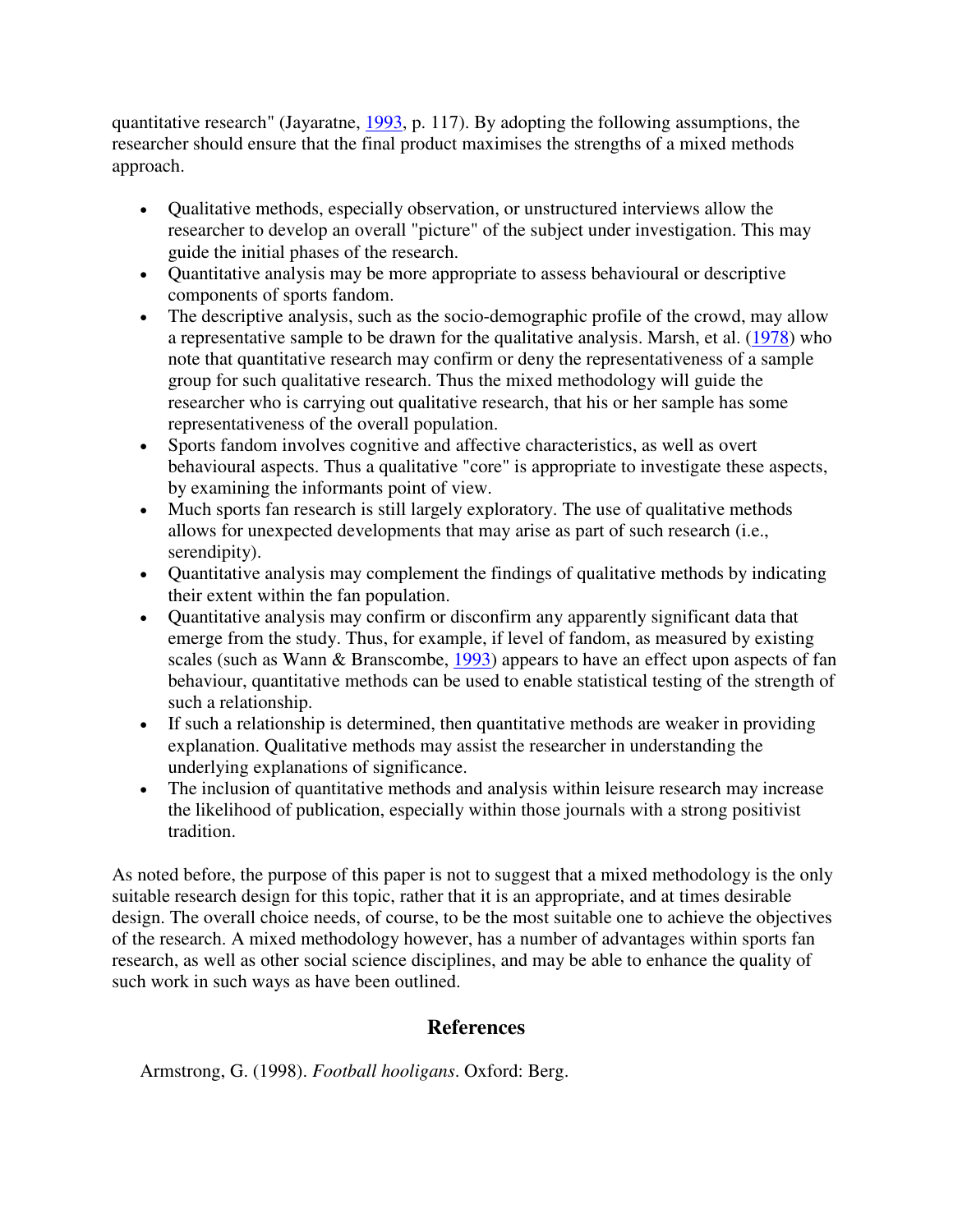quantitative research" (Jayaratne, 1993, p. 117). By adopting the following assumptions, the researcher should ensure that the final product maximises the strengths of a mixed methods approach.

- Qualitative methods, especially observation, or unstructured interviews allow the researcher to develop an overall "picture" of the subject under investigation. This may guide the initial phases of the research.
- Quantitative analysis may be more appropriate to assess behavioural or descriptive components of sports fandom.
- The descriptive analysis, such as the socio-demographic profile of the crowd, may allow a representative sample to be drawn for the qualitative analysis. Marsh, et al. (1978) who note that quantitative research may confirm or deny the representativeness of a sample group for such qualitative research. Thus the mixed methodology will guide the researcher who is carrying out qualitative research, that his or her sample has some representativeness of the overall population.
- Sports fandom involves cognitive and affective characteristics, as well as overt behavioural aspects. Thus a qualitative "core" is appropriate to investigate these aspects, by examining the informants point of view.
- Much sports fan research is still largely exploratory. The use of qualitative methods allows for unexpected developments that may arise as part of such research (i.e., serendipity).
- Quantitative analysis may complement the findings of qualitative methods by indicating their extent within the fan population.
- Quantitative analysis may confirm or disconfirm any apparently significant data that emerge from the study. Thus, for example, if level of fandom, as measured by existing scales (such as Wann & Branscombe, 1993) appears to have an effect upon aspects of fan behaviour, quantitative methods can be used to enable statistical testing of the strength of such a relationship.
- If such a relationship is determined, then quantitative methods are weaker in providing explanation. Qualitative methods may assist the researcher in understanding the underlying explanations of significance.
- The inclusion of quantitative methods and analysis within leisure research may increase the likelihood of publication, especially within those journals with a strong positivist tradition.

As noted before, the purpose of this paper is not to suggest that a mixed methodology is the only suitable research design for this topic, rather that it is an appropriate, and at times desirable design. The overall choice needs, of course, to be the most suitable one to achieve the objectives of the research. A mixed methodology however, has a number of advantages within sports fan research, as well as other social science disciplines, and may be able to enhance the quality of such work in such ways as have been outlined.

## References

Armstrong, G. (1998). *Football hooligans*. Oxford: Berg.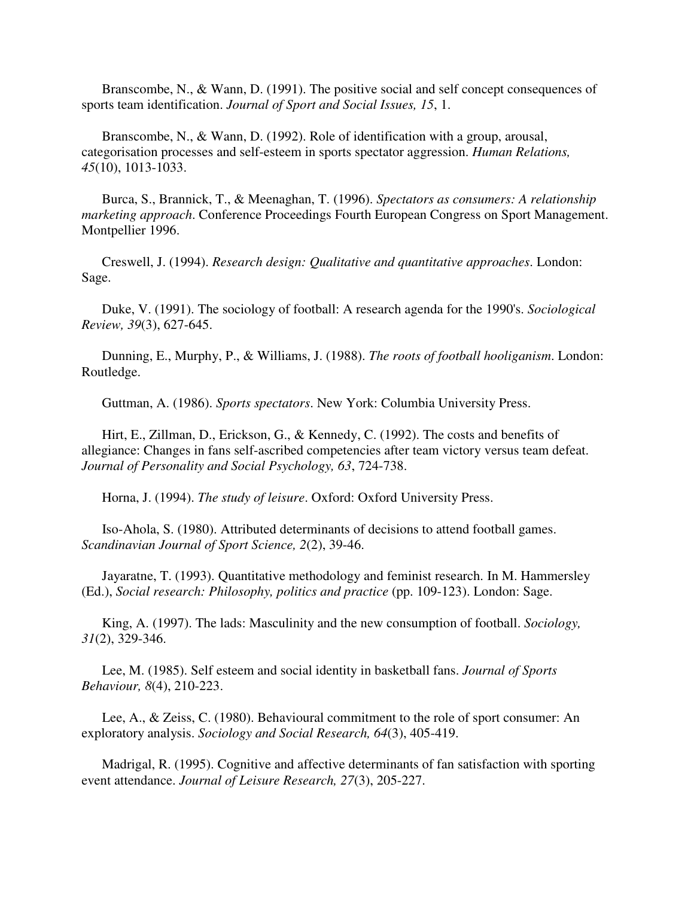Branscombe, N., & Wann, D. (1991). The positive social and self concept consequences of sports team identification. *Journal of Sport and Social Issues, 15*, 1.

Branscombe, N., & Wann, D. (1992). Role of identification with a group, arousal, categorisation processes and self-esteem in sports spectator aggression. *Human Relations, 45*(10), 1013-1033.

Burca, S., Brannick, T., & Meenaghan, T. (1996). *Spectators as consumers: A relationship marketing approach*. Conference Proceedings Fourth European Congress on Sport Management. Montpellier 1996.

Creswell, J. (1994). *Research design: Qualitative and quantitative approaches*. London: Sage.

Duke, V. (1991). The sociology of football: A research agenda for the 1990's. *Sociological Review, 39*(3), 627-645.

Dunning, E., Murphy, P., & Williams, J. (1988). *The roots of football hooliganism*. London: Routledge.

Guttman, A. (1986). *Sports spectators*. New York: Columbia University Press.

Hirt, E., Zillman, D., Erickson, G., & Kennedy, C. (1992). The costs and benefits of allegiance: Changes in fans self-ascribed competencies after team victory versus team defeat. *Journal of Personality and Social Psychology, 63*, 724-738.

Horna, J. (1994). *The study of leisure*. Oxford: Oxford University Press.

Iso-Ahola, S. (1980). Attributed determinants of decisions to attend football games. *Scandinavian Journal of Sport Science, 2*(2), 39-46.

Jayaratne, T. (1993). Quantitative methodology and feminist research. In M. Hammersley (Ed.), *Social research: Philosophy, politics and practice* (pp. 109-123). London: Sage.

King, A. (1997). The lads: Masculinity and the new consumption of football. *Sociology, 31*(2), 329-346.

Lee, M. (1985). Self esteem and social identity in basketball fans. *Journal of Sports Behaviour, 8*(4), 210-223.

Lee, A., & Zeiss, C. (1980). Behavioural commitment to the role of sport consumer: An exploratory analysis. *Sociology and Social Research, 64*(3), 405-419.

Madrigal, R. (1995). Cognitive and affective determinants of fan satisfaction with sporting event attendance. *Journal of Leisure Research, 27*(3), 205-227.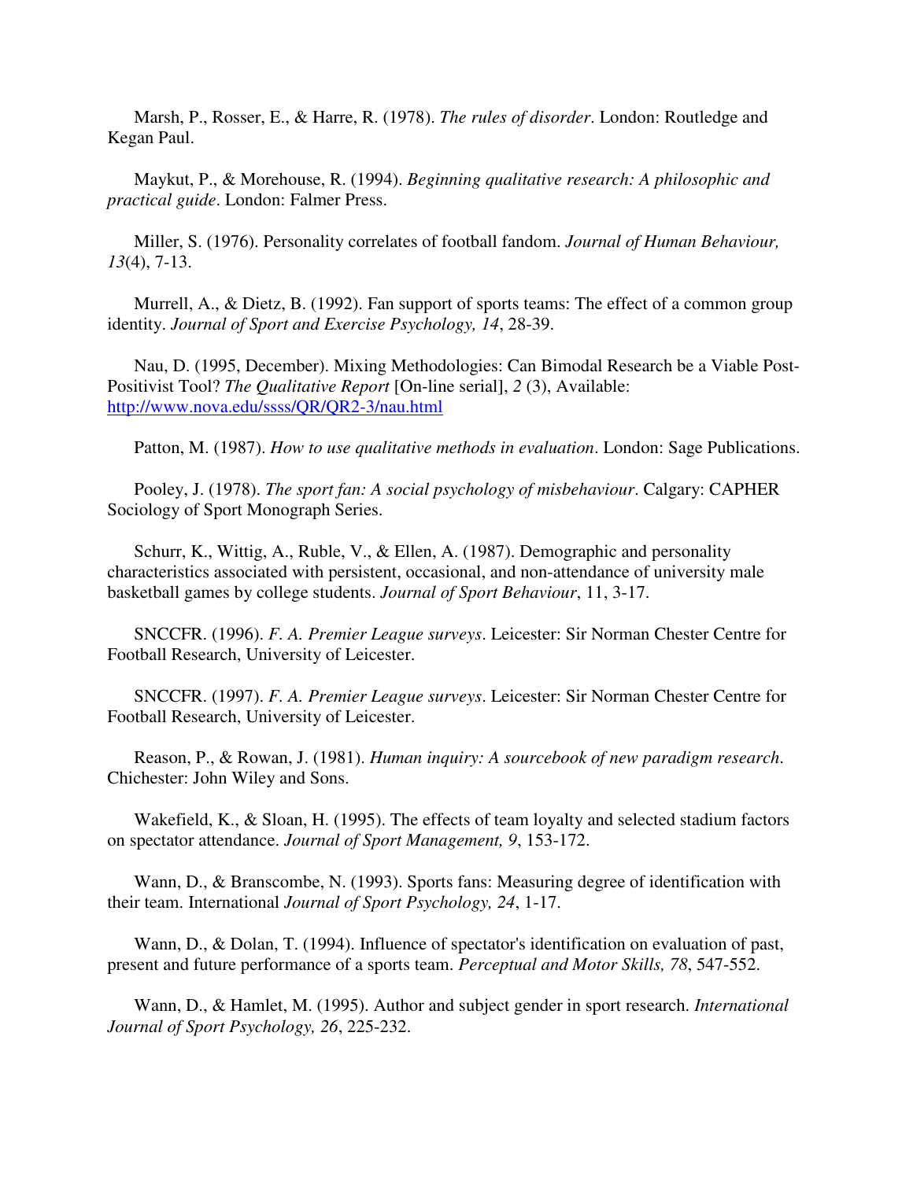Marsh, P., Rosser, E., & Harre, R. (1978). *The rules of disorder*. London: Routledge and Kegan Paul.

Maykut, P., & Morehouse, R. (1994). *Beginning qualitative research: A philosophic and practical guide*. London: Falmer Press.

Miller, S. (1976). Personality correlates of football fandom. *Journal of Human Behaviour, 13*(4), 7-13.

Murrell, A., & Dietz, B. (1992). Fan support of sports teams: The effect of a common group identity. *Journal of Sport and Exercise Psychology, 14*, 28-39.

Nau, D. (1995, December). Mixing Methodologies: Can Bimodal Research be a Viable Post-Positivist Tool? *The Qualitative Report* [On-line serial], *2* (3), Available: [http://www.nova.edu/ssss/QR/QR2-3/nau.html](http://www.nova.edu/ssss/QR/QR2-3/nau.html)

Patton, M. (1987). *How to use qualitative methods in evaluation*. London: Sage Publications.

Pooley, J. (1978). *The sport fan: A social psychology of misbehaviour*. Calgary: CAPHER Sociology of Sport Monograph Series.

Schurr, K., Wittig, A., Ruble, V., & Ellen, A. (1987). Demographic and personality characteristics associated with persistent, occasional, and non-attendance of university male basketball games by college students. *Journal of Sport Behaviour*, 11, 3-17.

SNCCFR. (1996). *F. A. Premier League surveys*. Leicester: Sir Norman Chester Centre for Football Research, University of Leicester.

SNCCFR. (1997). *F. A. Premier League surveys*. Leicester: Sir Norman Chester Centre for Football Research, University of Leicester.

Reason, P., & Rowan, J. (1981). *Human inquiry: A sourcebook of new paradigm research*. Chichester: John Wiley and Sons.

Wakefield, K., & Sloan, H. (1995). The effects of team loyalty and selected stadium factors on spectator attendance. *Journal of Sport Management, 9*, 153-172.

Wann, D., & Branscombe, N. (1993). Sports fans: Measuring degree of identification with their team. International *Journal of Sport Psychology, 24*, 1-17.

Wann, D., & Dolan, T. (1994). Influence of spectator's identification on evaluation of past, present and future performance of a sports team. *Perceptual and Motor Skills, 78*, 547-552.

Wann, D., & Hamlet, M. (1995). Author and subject gender in sport research. *International Journal of Sport Psychology, 26*, 225-232.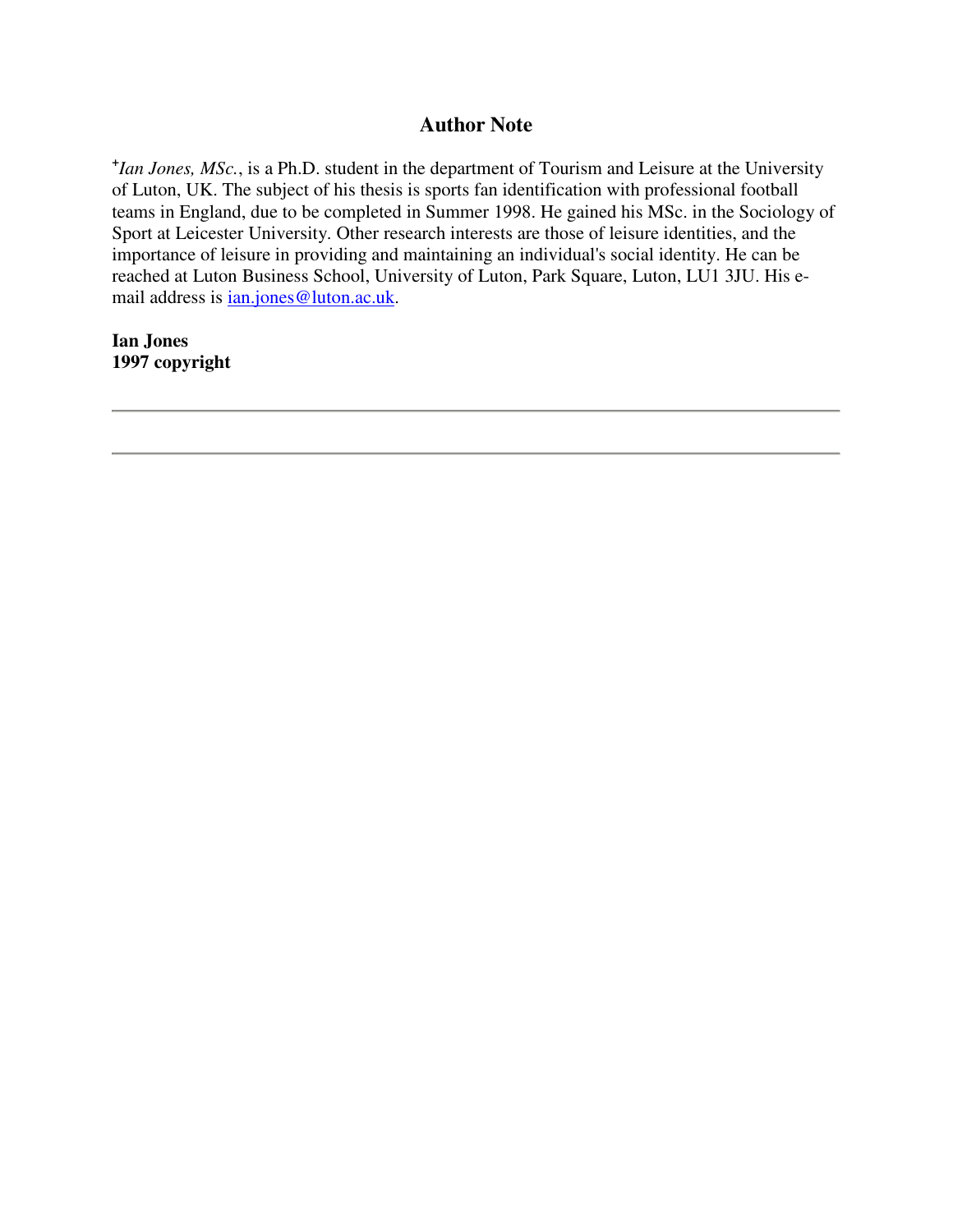## Author Note

[+]*Ian Jones, MSc.*, is a Ph.D. student in the department of Tourism and Leisure at the University of Luton, UK. The subject of his thesis is sports fan identification with professional football teams in England, due to be completed in Summer 1998. He gained his MSc. in the Sociology of Sport at Leicester University. Other research interests are those of leisure identities, and the importance of leisure in providing and maintaining an individual's social identity. He can be reached at Luton Business School, University of Luton, Park Square, Luton, LU1 3JU. His e-mail address is ian.jones@luton.ac.uk.

**Ian Jones**
**1997 copyright**

---

---